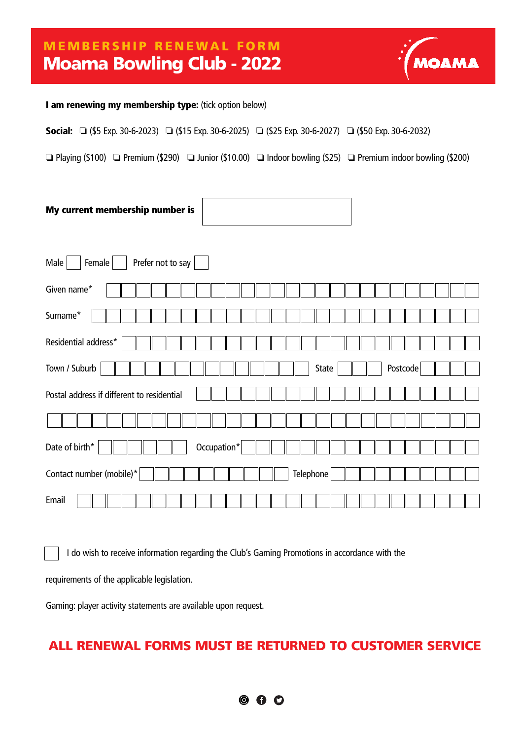# MEMBERSHIP RENEWAL FORM

# Moama Bowling Club - 2022

MOAMA

**I am renewing my membership type:** (tick option below)

**Social:** ❏ ($5 Exp. 30-6-2023) ❏ ($15 Exp. 30-6-2025) ❏ ($25 Exp. 30-6-2027) ❏ ($50 Exp. 30-6-2032)

❏ Playing ($100) ❏ Premium ($290) ❏ Junior ($10.00) ❏ Indoor bowling ($25) ❏ Premium indoor bowling ($200)

**My current membership number is** ______________________

Male ☐ Female ☐ Prefer not to say ☐

Given name* ______________________

Surname* ______________________

Residential address* ______________________

Town / Suburb ______________________ State ________ Postcode ________

Postal address if different to residential ______________________

______________________

Date of birth* ______________ Occupation* ______________________

Contact number (mobile)* ______________ Telephone ______________

Email ______________________

☐ I do wish to receive information regarding the Club's Gaming Promotions in accordance with the requirements of the applicable legislation.

Gaming: player activity statements are available upon request.

**ALL RENEWAL FORMS MUST BE RETURNED TO CUSTOMER SERVICE**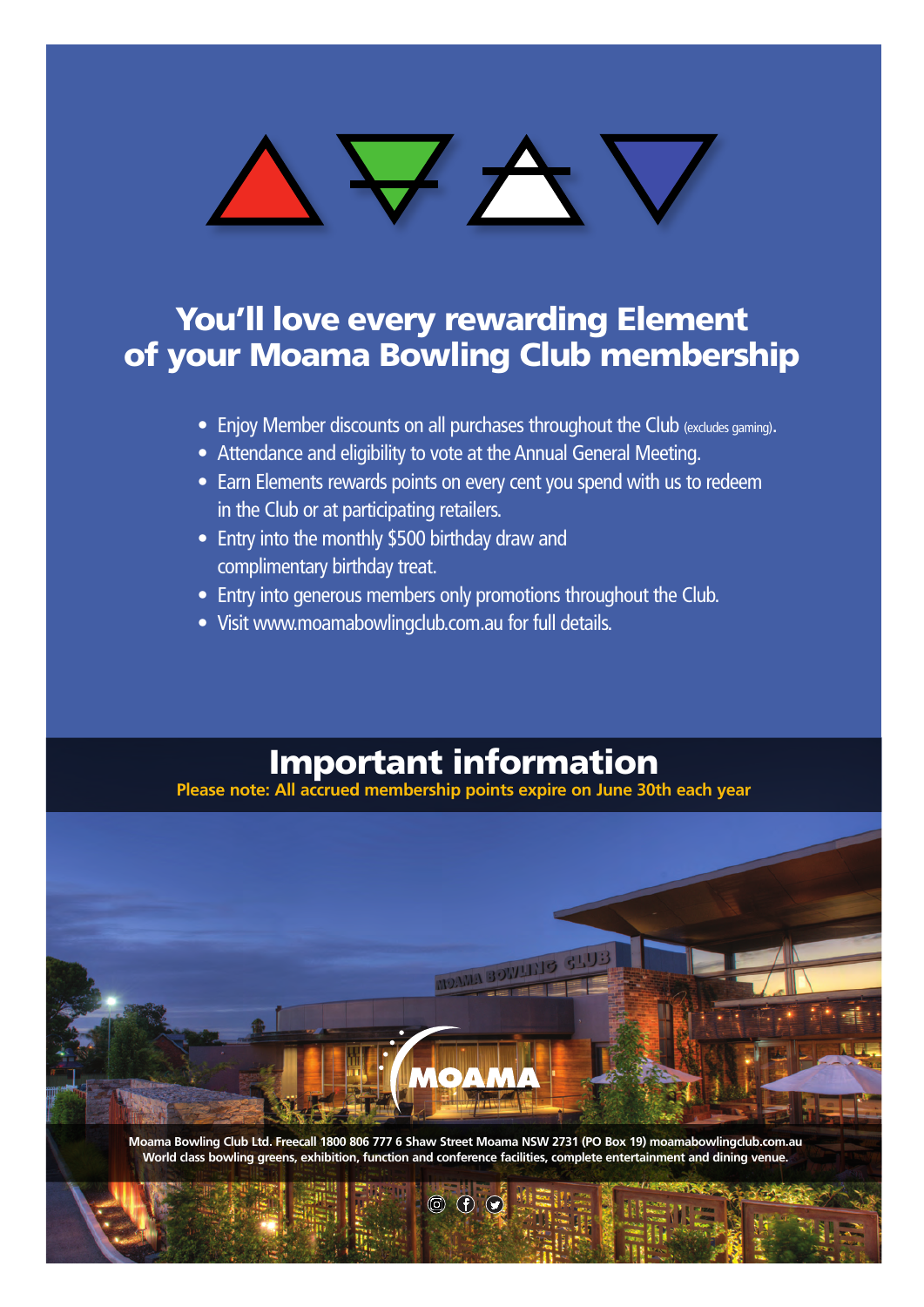# You'll love every rewarding Element of your Moama Bowling Club membership

- Enjoy Member discounts on all purchases throughout the Club (excludes gaming).
- Attendance and eligibility to vote at the Annual General Meeting.
- Earn Elements rewards points on every cent you spend with us to redeem in the Club or at participating retailers.
- Entry into the monthly $500 birthday draw and complimentary birthday treat.
- Entry into generous members only promotions throughout the Club.
- Visit www.moamabowlingclub.com.au for full details.

## Important information

**Please note: All accrued membership points expire on June 30th each year**

**Moama Bowling Club Ltd. Freecall 1800 806 777 6 Shaw Street Moama NSW 2731 (PO Box 19) moamabowlingclub.com.au**
**World class bowling greens, exhibition, function and conference facilities, complete entertainment and dining venue.**